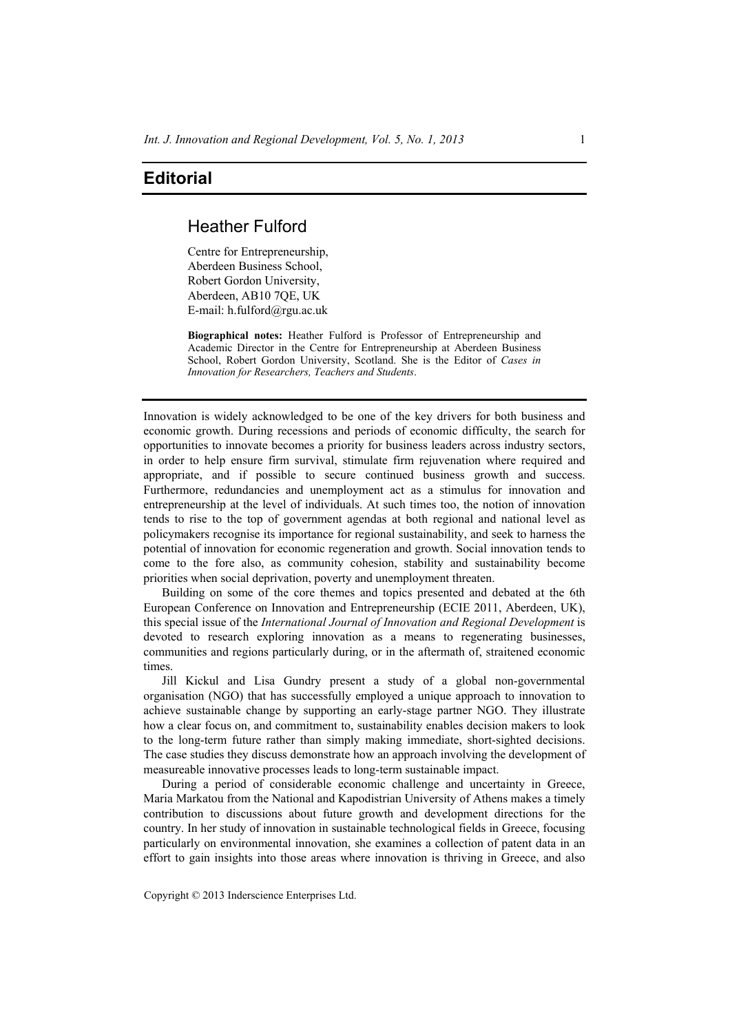# Editorial

## Heather Fulford

Centre for Entrepreneurship,
Aberdeen Business School,
Robert Gordon University,
Aberdeen, AB10 7QE, UK
E-mail: h.fulford@rgu.ac.uk

**Biographical notes:** Heather Fulford is Professor of Entrepreneurship and Academic Director in the Centre for Entrepreneurship at Aberdeen Business School, Robert Gordon University, Scotland. She is the Editor of *Cases in Innovation for Researchers, Teachers and Students*.

---

Innovation is widely acknowledged to be one of the key drivers for both business and economic growth. During recessions and periods of economic difficulty, the search for opportunities to innovate becomes a priority for business leaders across industry sectors, in order to help ensure firm survival, stimulate firm rejuvenation where required and appropriate, and if possible to secure continued business growth and success. Furthermore, redundancies and unemployment act as a stimulus for innovation and entrepreneurship at the level of individuals. At such times too, the notion of innovation tends to rise to the top of government agendas at both regional and national level as policymakers recognise its importance for regional sustainability, and seek to harness the potential of innovation for economic regeneration and growth. Social innovation tends to come to the fore also, as community cohesion, stability and sustainability become priorities when social deprivation, poverty and unemployment threaten.

Building on some of the core themes and topics presented and debated at the 6th European Conference on Innovation and Entrepreneurship (ECIE 2011, Aberdeen, UK), this special issue of the *International Journal of Innovation and Regional Development* is devoted to research exploring innovation as a means to regenerating businesses, communities and regions particularly during, or in the aftermath of, straitened economic times.

Jill Kickul and Lisa Gundry present a study of a global non-governmental organisation (NGO) that has successfully employed a unique approach to innovation to achieve sustainable change by supporting an early-stage partner NGO. They illustrate how a clear focus on, and commitment to, sustainability enables decision makers to look to the long-term future rather than simply making immediate, short-sighted decisions. The case studies they discuss demonstrate how an approach involving the development of measureable innovative processes leads to long-term sustainable impact.

During a period of considerable economic challenge and uncertainty in Greece, Maria Markatou from the National and Kapodistrian University of Athens makes a timely contribution to discussions about future growth and development directions for the country. In her study of innovation in sustainable technological fields in Greece, focusing particularly on environmental innovation, she examines a collection of patent data in an effort to gain insights into those areas where innovation is thriving in Greece, and also

Copyright © 2013 Inderscience Enterprises Ltd.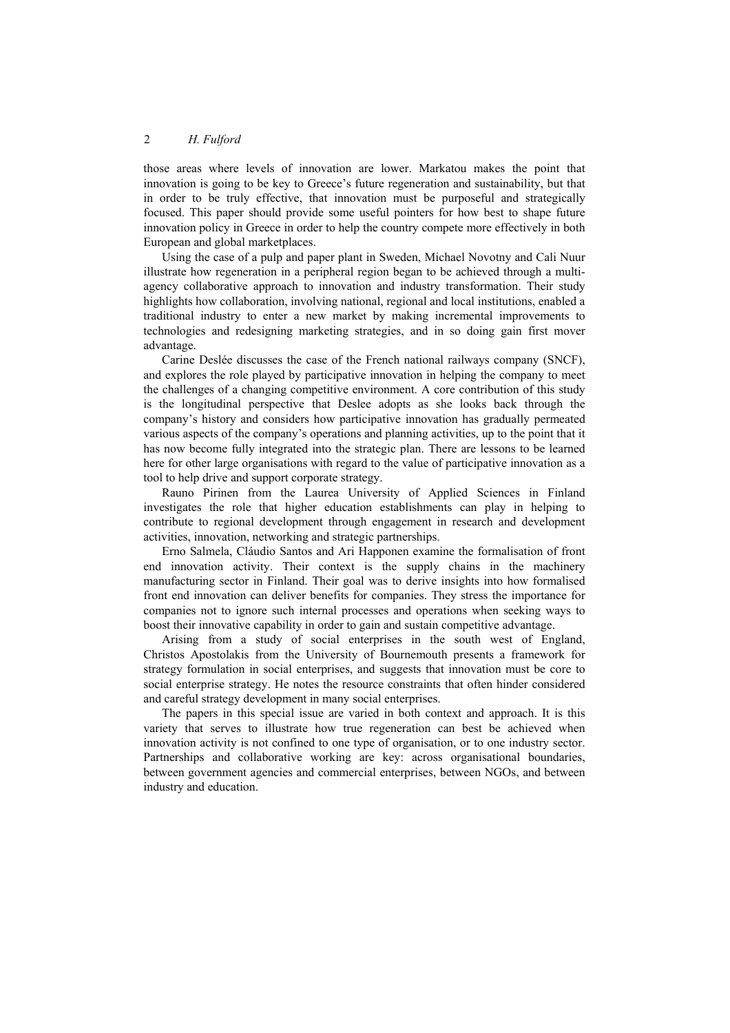those areas where levels of innovation are lower. Markatou makes the point that innovation is going to be key to Greece's future regeneration and sustainability, but that in order to be truly effective, that innovation must be purposeful and strategically focused. This paper should provide some useful pointers for how best to shape future innovation policy in Greece in order to help the country compete more effectively in both European and global marketplaces.

Using the case of a pulp and paper plant in Sweden, Michael Novotny and Cali Nuur illustrate how regeneration in a peripheral region began to be achieved through a multi-agency collaborative approach to innovation and industry transformation. Their study highlights how collaboration, involving national, regional and local institutions, enabled a traditional industry to enter a new market by making incremental improvements to technologies and redesigning marketing strategies, and in so doing gain first mover advantage.

Carine Deslée discusses the case of the French national railways company (SNCF), and explores the role played by participative innovation in helping the company to meet the challenges of a changing competitive environment. A core contribution of this study is the longitudinal perspective that Deslee adopts as she looks back through the company's history and considers how participative innovation has gradually permeated various aspects of the company's operations and planning activities, up to the point that it has now become fully integrated into the strategic plan. There are lessons to be learned here for other large organisations with regard to the value of participative innovation as a tool to help drive and support corporate strategy.

Rauno Pirinen from the Laurea University of Applied Sciences in Finland investigates the role that higher education establishments can play in helping to contribute to regional development through engagement in research and development activities, innovation, networking and strategic partnerships.

Erno Salmela, Cláudio Santos and Ari Happonen examine the formalisation of front end innovation activity. Their context is the supply chains in the machinery manufacturing sector in Finland. Their goal was to derive insights into how formalised front end innovation can deliver benefits for companies. They stress the importance for companies not to ignore such internal processes and operations when seeking ways to boost their innovative capability in order to gain and sustain competitive advantage.

Arising from a study of social enterprises in the south west of England, Christos Apostolakis from the University of Bournemouth presents a framework for strategy formulation in social enterprises, and suggests that innovation must be core to social enterprise strategy. He notes the resource constraints that often hinder considered and careful strategy development in many social enterprises.

The papers in this special issue are varied in both context and approach. It is this variety that serves to illustrate how true regeneration can best be achieved when innovation activity is not confined to one type of organisation, or to one industry sector. Partnerships and collaborative working are key: across organisational boundaries, between government agencies and commercial enterprises, between NGOs, and between industry and education.